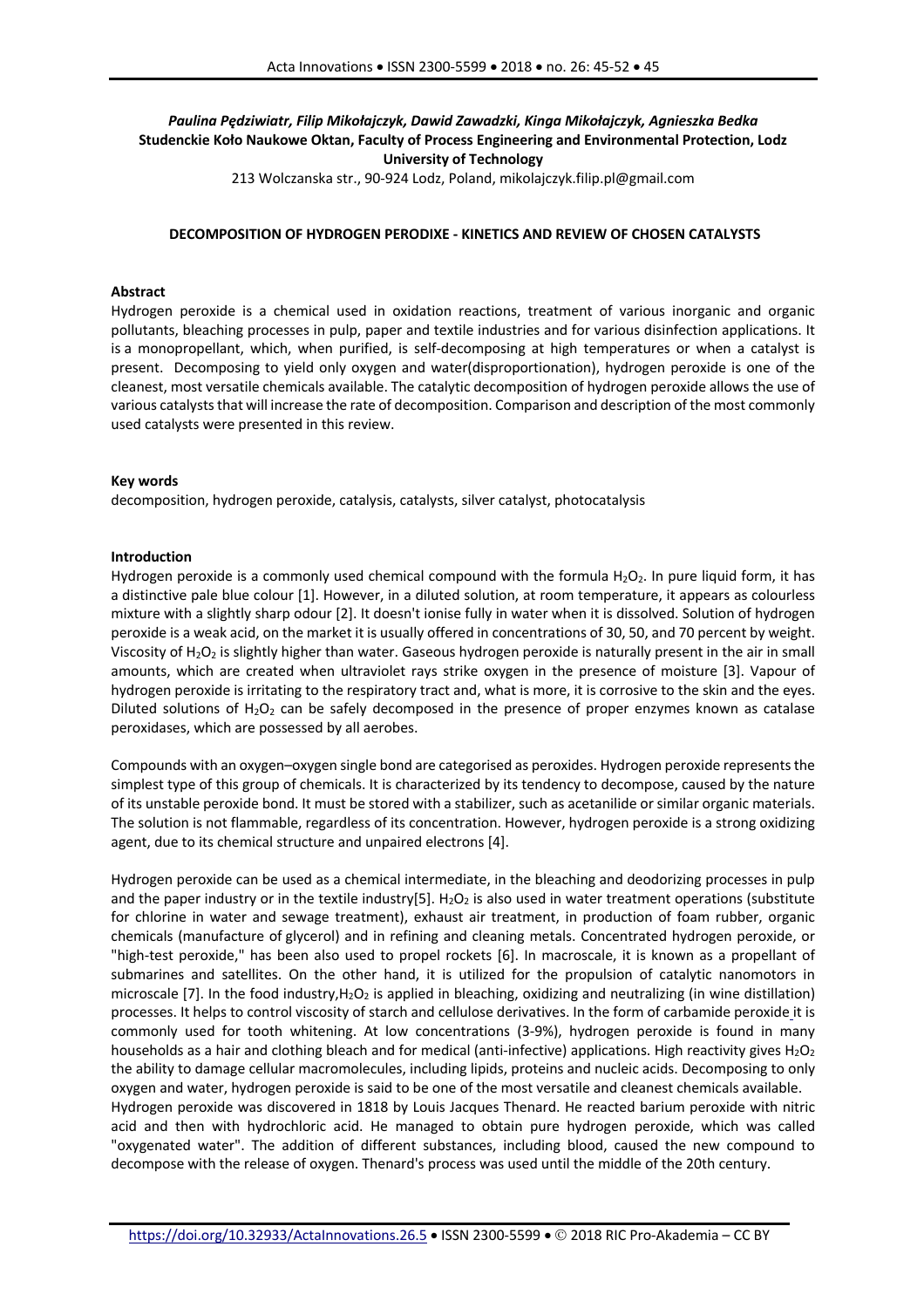***Paulina Pędziwiatr, Filip Mikołajczyk, Dawid Zawadzki, Kinga Mikołajczyk, Agnieszka Bedka***
**Studenckie Koło Naukowe Oktan, Faculty of Process Engineering and Environmental Protection, Lodz University of Technology**
213 Wolczanska str., 90-924 Lodz, Poland, mikolajczyk.filip.pl@gmail.com

# DECOMPOSITION OF HYDROGEN PERODIXE - KINETICS AND REVIEW OF CHOSEN CATALYSTS

## Abstract

Hydrogen peroxide is a chemical used in oxidation reactions, treatment of various inorganic and organic pollutants, bleaching processes in pulp, paper and textile industries and for various disinfection applications. It is a monopropellant, which, when purified, is self-decomposing at high temperatures or when a catalyst is present. Decomposing to yield only oxygen and water(disproportionation), hydrogen peroxide is one of the cleanest, most versatile chemicals available. The catalytic decomposition of hydrogen peroxide allows the use of various catalysts that will increase the rate of decomposition. Comparison and description of the most commonly used catalysts were presented in this review.

## Key words

decomposition, hydrogen peroxide, catalysis, catalysts, silver catalyst, photocatalysis

## Introduction

Hydrogen peroxide is a commonly used chemical compound with the formula $H_2O_2$. In pure liquid form, it has a distinctive pale blue colour [1]. However, in a diluted solution, at room temperature, it appears as colourless mixture with a slightly sharp odour [2]. It doesn't ionise fully in water when it is dissolved. Solution of hydrogen peroxide is a weak acid, on the market it is usually offered in concentrations of 30, 50, and 70 percent by weight. Viscosity of $H_2O_2$ is slightly higher than water. Gaseous hydrogen peroxide is naturally present in the air in small amounts, which are created when ultraviolet rays strike oxygen in the presence of moisture [3]. Vapour of hydrogen peroxide is irritating to the respiratory tract and, what is more, it is corrosive to the skin and the eyes. Diluted solutions of $H_2O_2$ can be safely decomposed in the presence of proper enzymes known as catalase peroxidases, which are possessed by all aerobes.

Compounds with an oxygen–oxygen single bond are categorised as peroxides. Hydrogen peroxide represents the simplest type of this group of chemicals. It is characterized by its tendency to decompose, caused by the nature of its unstable peroxide bond. It must be stored with a stabilizer, such as acetanilide or similar organic materials. The solution is not flammable, regardless of its concentration. However, hydrogen peroxide is a strong oxidizing agent, due to its chemical structure and unpaired electrons [4].

Hydrogen peroxide can be used as a chemical intermediate, in the bleaching and deodorizing processes in pulp and the paper industry or in the textile industry[5]. $H_2O_2$ is also used in water treatment operations (substitute for chlorine in water and sewage treatment), exhaust air treatment, in production of foam rubber, organic chemicals (manufacture of glycerol) and in refining and cleaning metals. Concentrated hydrogen peroxide, or "high-test peroxide," has been also used to propel rockets [6]. In macroscale, it is known as a propellant of submarines and satellites. On the other hand, it is utilized for the propulsion of catalytic nanomotors in microscale [7]. In the food industry,$H_2O_2$ is applied in bleaching, oxidizing and neutralizing (in wine distillation) processes. It helps to control viscosity of starch and cellulose derivatives. In the form of carbamide peroxide it is commonly used for tooth whitening. At low concentrations (3-9%), hydrogen peroxide is found in many households as a hair and clothing bleach and for medical (anti-infective) applications. High reactivity gives $H_2O_2$ the ability to damage cellular macromolecules, including lipids, proteins and nucleic acids. Decomposing to only oxygen and water, hydrogen peroxide is said to be one of the most versatile and cleanest chemicals available.
Hydrogen peroxide was discovered in 1818 by Louis Jacques Thenard. He reacted barium peroxide with nitric acid and then with hydrochloric acid. He managed to obtain pure hydrogen peroxide, which was called "oxygenated water". The addition of different substances, including blood, caused the new compound to decompose with the release of oxygen. Thenard's process was used until the middle of the 20th century.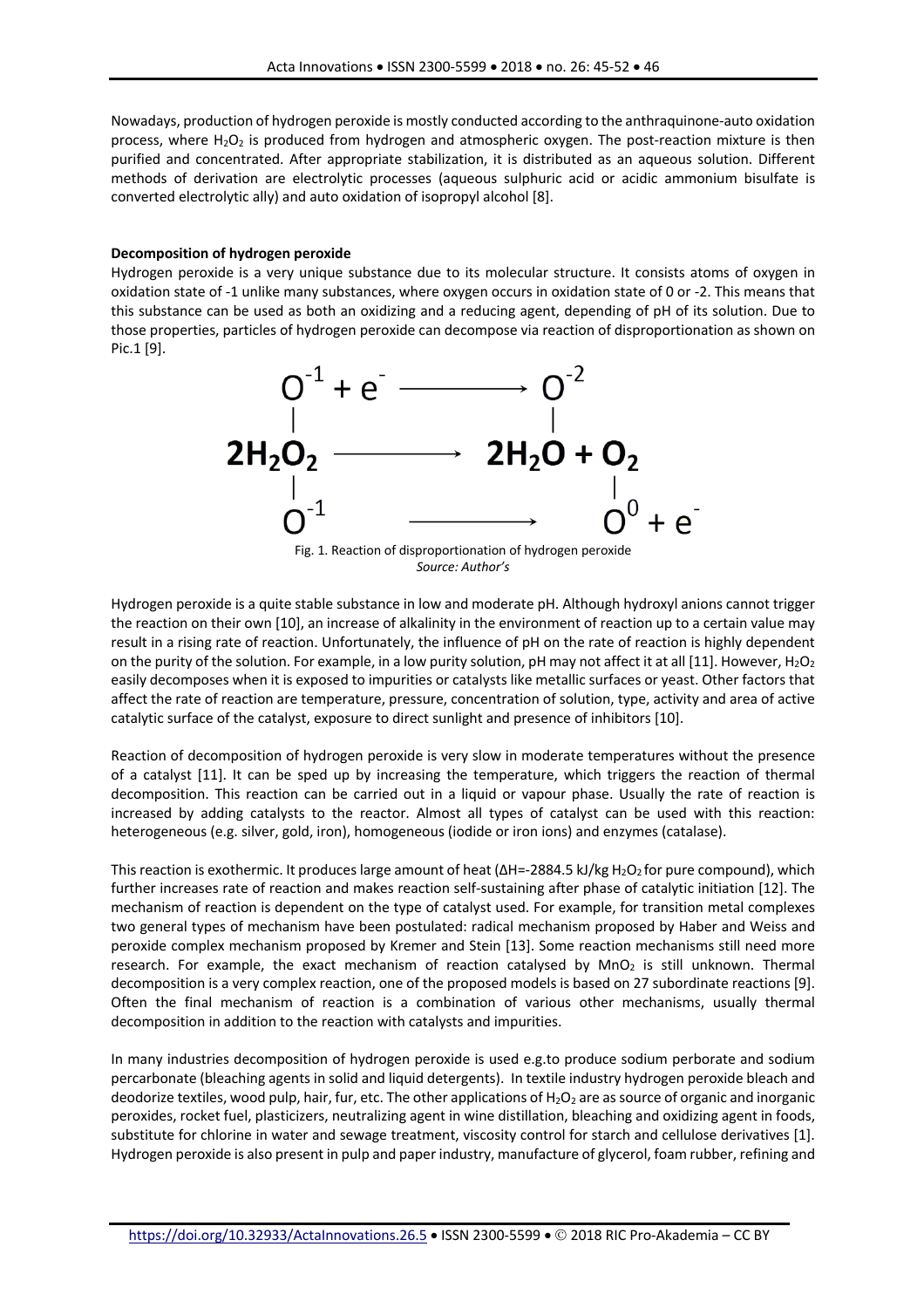Nowadays, production of hydrogen peroxide is mostly conducted according to the anthraquinone-auto oxidation process, where $H_2O_2$ is produced from hydrogen and atmospheric oxygen. The post-reaction mixture is then purified and concentrated. After appropriate stabilization, it is distributed as an aqueous solution. Different methods of derivation are electrolytic processes (aqueous sulphuric acid or acidic ammonium bisulfate is converted electrolytic ally) and auto oxidation of isopropyl alcohol [8].

**Decomposition of hydrogen peroxide**

Hydrogen peroxide is a very unique substance due to its molecular structure. It consists atoms of oxygen in oxidation state of -1 unlike many substances, where oxygen occurs in oxidation state of 0 or -2. This means that this substance can be used as both an oxidizing and a reducing agent, depending of pH of its solution. Due to those properties, particles of hydrogen peroxide can decompose via reaction of disproportionation as shown on Pic.1 [9].

$$O^{-1} + e^{-} \longrightarrow O^{-2}$$

$$2H_2O_2 \longrightarrow 2H_2O + O_2$$

$$O^{-1} \longrightarrow O^{0} + e^{-}$$

Fig. 1. Reaction of disproportionation of hydrogen peroxide
*Source: Author's*

Hydrogen peroxide is a quite stable substance in low and moderate pH. Although hydroxyl anions cannot trigger the reaction on their own [10], an increase of alkalinity in the environment of reaction up to a certain value may result in a rising rate of reaction. Unfortunately, the influence of pH on the rate of reaction is highly dependent on the purity of the solution. For example, in a low purity solution, pH may not affect it at all [11]. However, $H_2O_2$ easily decomposes when it is exposed to impurities or catalysts like metallic surfaces or yeast. Other factors that affect the rate of reaction are temperature, pressure, concentration of solution, type, activity and area of active catalytic surface of the catalyst, exposure to direct sunlight and presence of inhibitors [10].

Reaction of decomposition of hydrogen peroxide is very slow in moderate temperatures without the presence of a catalyst [11]. It can be sped up by increasing the temperature, which triggers the reaction of thermal decomposition. This reaction can be carried out in a liquid or vapour phase. Usually the rate of reaction is increased by adding catalysts to the reactor. Almost all types of catalyst can be used with this reaction: heterogeneous (e.g. silver, gold, iron), homogeneous (iodide or iron ions) and enzymes (catalase).

This reaction is exothermic. It produces large amount of heat ($\Delta H$=-2884.5 kJ/kg $H_2O_2$ for pure compound), which further increases rate of reaction and makes reaction self-sustaining after phase of catalytic initiation [12]. The mechanism of reaction is dependent on the type of catalyst used. For example, for transition metal complexes two general types of mechanism have been postulated: radical mechanism proposed by Haber and Weiss and peroxide complex mechanism proposed by Kremer and Stein [13]. Some reaction mechanisms still need more research. For example, the exact mechanism of reaction catalysed by $MnO_2$ is still unknown. Thermal decomposition is a very complex reaction, one of the proposed models is based on 27 subordinate reactions [9]. Often the final mechanism of reaction is a combination of various other mechanisms, usually thermal decomposition in addition to the reaction with catalysts and impurities.

In many industries decomposition of hydrogen peroxide is used e.g.to produce sodium perborate and sodium percarbonate (bleaching agents in solid and liquid detergents). In textile industry hydrogen peroxide bleach and deodorize textiles, wood pulp, hair, fur, etc. The other applications of $H_2O_2$ are as source of organic and inorganic peroxides, rocket fuel, plasticizers, neutralizing agent in wine distillation, bleaching and oxidizing agent in foods, substitute for chlorine in water and sewage treatment, viscosity control for starch and cellulose derivatives [1]. Hydrogen peroxide is also present in pulp and paper industry, manufacture of glycerol, foam rubber, refining and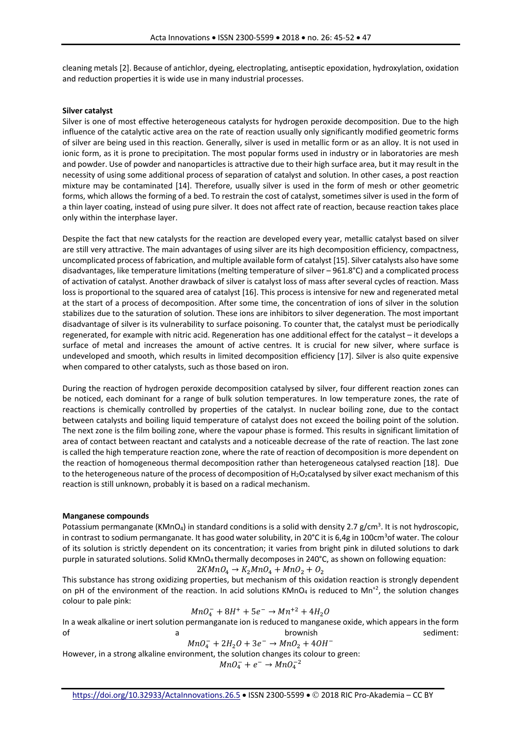cleaning metals [2]. Because of antichlor, dyeing, electroplating, antiseptic epoxidation, hydroxylation, oxidation and reduction properties it is wide use in many industrial processes.

**Silver catalyst**

Silver is one of most effective heterogeneous catalysts for hydrogen peroxide decomposition. Due to the high influence of the catalytic active area on the rate of reaction usually only significantly modified geometric forms of silver are being used in this reaction. Generally, silver is used in metallic form or as an alloy. It is not used in ionic form, as it is prone to precipitation. The most popular forms used in industry or in laboratories are mesh and powder. Use of powder and nanoparticles is attractive due to their high surface area, but it may result in the necessity of using some additional process of separation of catalyst and solution. In other cases, a post reaction mixture may be contaminated [14]. Therefore, usually silver is used in the form of mesh or other geometric forms, which allows the forming of a bed. To restrain the cost of catalyst, sometimes silver is used in the form of a thin layer coating, instead of using pure silver. It does not affect rate of reaction, because reaction takes place only within the interphase layer.

Despite the fact that new catalysts for the reaction are developed every year, metallic catalyst based on silver are still very attractive. The main advantages of using silver are its high decomposition efficiency, compactness, uncomplicated process of fabrication, and multiple available form of catalyst [15]. Silver catalysts also have some disadvantages, like temperature limitations (melting temperature of silver – 961.8°C) and a complicated process of activation of catalyst. Another drawback of silver is catalyst loss of mass after several cycles of reaction. Mass loss is proportional to the squared area of catalyst [16]. This process is intensive for new and regenerated metal at the start of a process of decomposition. After some time, the concentration of ions of silver in the solution stabilizes due to the saturation of solution. These ions are inhibitors to silver degeneration. The most important disadvantage of silver is its vulnerability to surface poisoning. To counter that, the catalyst must be periodically regenerated, for example with nitric acid. Regeneration has one additional effect for the catalyst – it develops a surface of metal and increases the amount of active centres. It is crucial for new silver, where surface is undeveloped and smooth, which results in limited decomposition efficiency [17]. Silver is also quite expensive when compared to other catalysts, such as those based on iron.

During the reaction of hydrogen peroxide decomposition catalysed by silver, four different reaction zones can be noticed, each dominant for a range of bulk solution temperatures. In low temperature zones, the rate of reactions is chemically controlled by properties of the catalyst. In nuclear boiling zone, due to the contact between catalysts and boiling liquid temperature of catalyst does not exceed the boiling point of the solution. The next zone is the film boiling zone, where the vapour phase is formed. This results in significant limitation of area of contact between reactant and catalysts and a noticeable decrease of the rate of reaction. The last zone is called the high temperature reaction zone, where the rate of reaction of decomposition is more dependent on the reaction of homogeneous thermal decomposition rather than heterogeneous catalysed reaction [18]. Due to the heterogeneous nature of the process of decomposition of $H_2O_2$catalysed by silver exact mechanism of this reaction is still unknown, probably it is based on a radical mechanism.

**Manganese compounds**

Potassium permanganate ($KMnO_4$) in standard conditions is a solid with density 2.7 g/cm$^3$. It is not hydroscopic, in contrast to sodium permanganate. It has good water solubility, in 20°C it is 6,4g in 100cm$^3$of water. The colour of its solution is strictly dependent on its concentration; it varies from bright pink in diluted solutions to dark purple in saturated solutions. Solid $KMnO_4$ thermally decomposes in 240°C, as shown on following equation:

$$2KMnO_4 \rightarrow K_2MnO_4 + MnO_2 + O_2$$

This substance has strong oxidizing properties, but mechanism of this oxidation reaction is strongly dependent on pH of the environment of the reaction. In acid solutions $KMnO_4$ is reduced to $Mn^{+2}$, the solution changes colour to pale pink:

$$MnO_4^- + 8H^+ + 5e^- \rightarrow Mn^{+2} + 4H_2O$$

In a weak alkaline or inert solution permanganate ion is reduced to manganese oxide, which appears in the form of a brownish sediment:

$$MnO_4^- + 2H_2O + 3e^- \rightarrow MnO_2 + 4OH^-$$

However, in a strong alkaline environment, the solution changes its colour to green:

$$MnO_4^- + e^- \rightarrow MnO_4^{-2}$$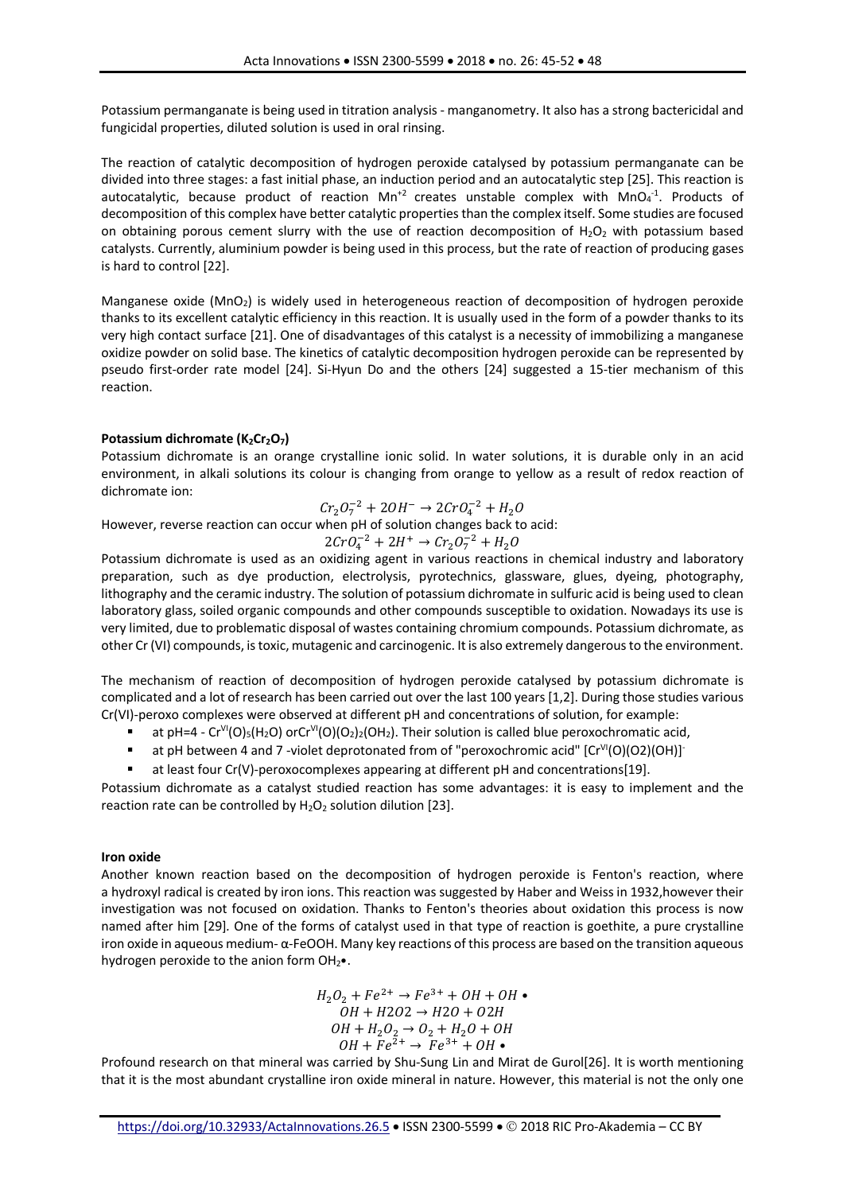Potassium permanganate is being used in titration analysis - manganometry. It also has a strong bactericidal and fungicidal properties, diluted solution is used in oral rinsing.

The reaction of catalytic decomposition of hydrogen peroxide catalysed by potassium permanganate can be divided into three stages: a fast initial phase, an induction period and an autocatalytic step [25]. This reaction is autocatalytic, because product of reaction $Mn^{+2}$ creates unstable complex with $MnO_4^{-1}$. Products of decomposition of this complex have better catalytic properties than the complex itself. Some studies are focused on obtaining porous cement slurry with the use of reaction decomposition of $H_2O_2$ with potassium based catalysts. Currently, aluminium powder is being used in this process, but the rate of reaction of producing gases is hard to control [22].

Manganese oxide ($MnO_2$) is widely used in heterogeneous reaction of decomposition of hydrogen peroxide thanks to its excellent catalytic efficiency in this reaction. It is usually used in the form of a powder thanks to its very high contact surface [21]. One of disadvantages of this catalyst is a necessity of immobilizing a manganese oxidize powder on solid base. The kinetics of catalytic decomposition hydrogen peroxide can be represented by pseudo first-order rate model [24]. Si-Hyun Do and the others [24] suggested a 15-tier mechanism of this reaction.

**Potassium dichromate ($K_2Cr_2O_7$)**

Potassium dichromate is an orange crystalline ionic solid. In water solutions, it is durable only in an acid environment, in alkali solutions its colour is changing from orange to yellow as a result of redox reaction of dichromate ion:

$$Cr_2O_7^{-2} + 2OH^- \rightarrow 2CrO_4^{-2} + H_2O$$

However, reverse reaction can occur when pH of solution changes back to acid:

$$2CrO_4^{-2} + 2H^+ \rightarrow Cr_2O_7^{-2} + H_2O$$

Potassium dichromate is used as an oxidizing agent in various reactions in chemical industry and laboratory preparation, such as dye production, electrolysis, pyrotechnics, glassware, glues, dyeing, photography, lithography and the ceramic industry. The solution of potassium dichromate in sulfuric acid is being used to clean laboratory glass, soiled organic compounds and other compounds susceptible to oxidation. Nowadays its use is very limited, due to problematic disposal of wastes containing chromium compounds. Potassium dichromate, as other Cr (VI) compounds, is toxic, mutagenic and carcinogenic. It is also extremely dangerous to the environment.

The mechanism of reaction of decomposition of hydrogen peroxide catalysed by potassium dichromate is complicated and a lot of research has been carried out over the last 100 years [1,2]. During those studies various Cr(VI)-peroxo complexes were observed at different pH and concentrations of solution, for example:

- at pH=4 - $Cr^{VI}(O)_5(H_2O)$ or$Cr^{VI}(O)(O_2)_2(OH_2)$. Their solution is called blue peroxochromatic acid,
- at pH between 4 and 7 -violet deprotonated from of "peroxochromic acid" $[Cr^{VI}(O)(O2)(OH)]^-$
- at least four Cr(V)-peroxocomplexes appearing at different pH and concentrations[19].

Potassium dichromate as a catalyst studied reaction has some advantages: it is easy to implement and the reaction rate can be controlled by $H_2O_2$ solution dilution [23].

**Iron oxide**

Another known reaction based on the decomposition of hydrogen peroxide is Fenton's reaction, where a hydroxyl radical is created by iron ions. This reaction was suggested by Haber and Weiss in 1932,however their investigation was not focused on oxidation. Thanks to Fenton's theories about oxidation this process is now named after him [29]. One of the forms of catalyst used in that type of reaction is goethite, a pure crystalline iron oxide in aqueous medium- α-FeOOH. Many key reactions of this process are based on the transition aqueous hydrogen peroxide to the anion form $OH_2$•.

$$H_2O_2 + Fe^{2+} \rightarrow Fe^{3+} + OH + OH \bullet$$
$$OH + H2O2 \rightarrow H2O + O2H$$
$$OH + H_2O_2 \rightarrow O_2 + H_2O + OH$$
$$OH + Fe^{2+} \rightarrow Fe^{3+} + OH \bullet$$

Profound research on that mineral was carried by Shu-Sung Lin and Mirat de Gurol[26]. It is worth mentioning that it is the most abundant crystalline iron oxide mineral in nature. However, this material is not the only one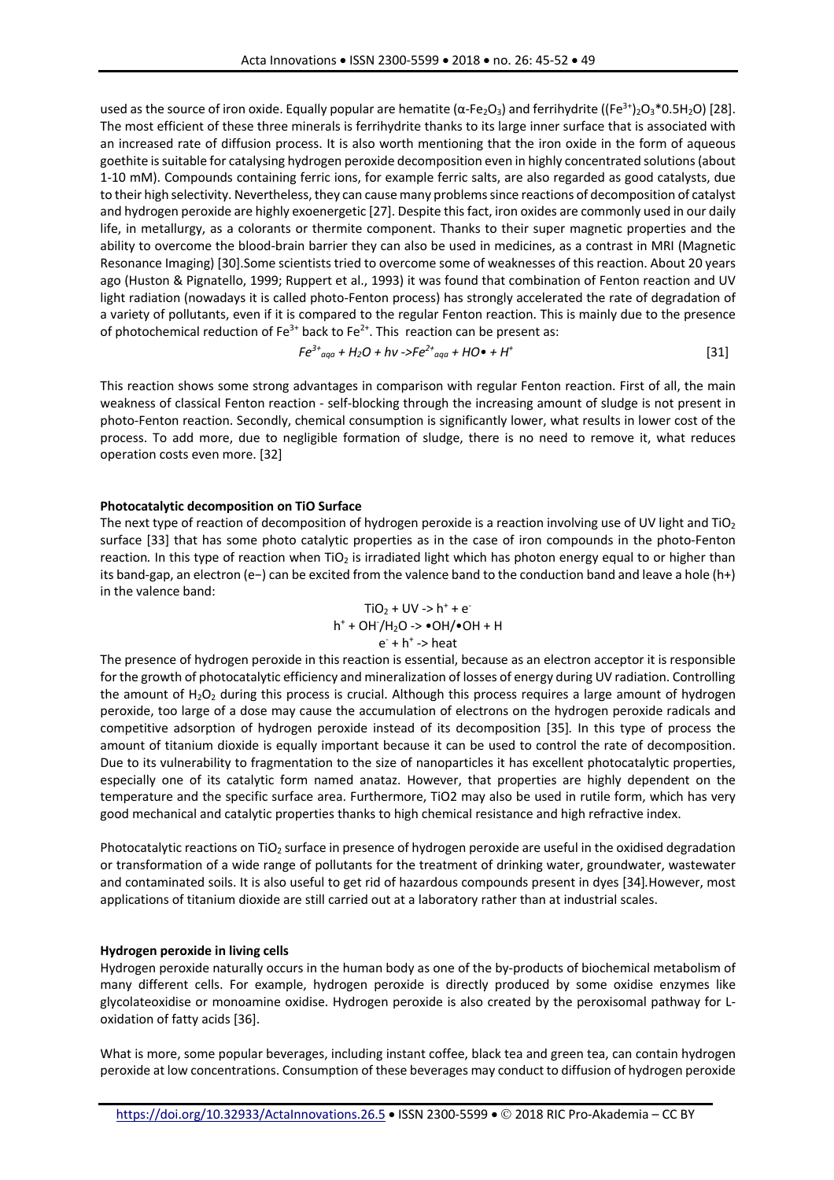used as the source of iron oxide. Equally popular are hematite ($\alpha$-$Fe_2O_3$) and ferrihydrite ($(Fe^{3+})_2O_3$*$0.5H_2O$) [28]. The most efficient of these three minerals is ferrihydrite thanks to its large inner surface that is associated with an increased rate of diffusion process. It is also worth mentioning that the iron oxide in the form of aqueous goethite is suitable for catalysing hydrogen peroxide decomposition even in highly concentrated solutions (about 1-10 mM). Compounds containing ferric ions, for example ferric salts, are also regarded as good catalysts, due to their high selectivity. Nevertheless, they can cause many problems since reactions of decomposition of catalyst and hydrogen peroxide are highly exoenergetic [27]. Despite this fact, iron oxides are commonly used in our daily life, in metallurgy, as a colorants or thermite component. Thanks to their super magnetic properties and the ability to overcome the blood-brain barrier they can also be used in medicines, as a contrast in MRI (Magnetic Resonance Imaging) [30].Some scientists tried to overcome some of weaknesses of this reaction. About 20 years ago (Huston & Pignatello, 1999; Ruppert et al., 1993) it was found that combination of Fenton reaction and UV light radiation (nowadays it is called photo-Fenton process) has strongly accelerated the rate of degradation of a variety of pollutants, even if it is compared to the regular Fenton reaction. This is mainly due to the presence of photochemical reduction of $Fe^{3+}$ back to $Fe^{2+}$. This reaction can be present as:

$$Fe^{3+}_{aqa} + H_2O + hv \rightarrow Fe^{2+}_{aqa} + HO\bullet + H^+ \qquad [31]$$

This reaction shows some strong advantages in comparison with regular Fenton reaction. First of all, the main weakness of classical Fenton reaction - self-blocking through the increasing amount of sludge is not present in photo-Fenton reaction. Secondly, chemical consumption is significantly lower, what results in lower cost of the process. To add more, due to negligible formation of sludge, there is no need to remove it, what reduces operation costs even more. [32]

**Photocatalytic decomposition on TiO Surface**

The next type of reaction of decomposition of hydrogen peroxide is a reaction involving use of UV light and $TiO_2$ surface [33] that has some photo catalytic properties as in the case of iron compounds in the photo-Fenton reaction. In this type of reaction when $TiO_2$ is irradiated light which has photon energy equal to or higher than its band-gap, an electron (e−) can be excited from the valence band to the conduction band and leave a hole (h+) in the valence band:

$$TiO_2 + UV \rightarrow h^+ + e^-$$
$$h^+ + OH^-/H_2O \rightarrow \bullet OH/\bullet OH + H$$
$$e^- + h^+ \rightarrow \text{heat}$$

The presence of hydrogen peroxide in this reaction is essential, because as an electron acceptor it is responsible for the growth of photocatalytic efficiency and mineralization of losses of energy during UV radiation. Controlling the amount of $H_2O_2$ during this process is crucial. Although this process requires a large amount of hydrogen peroxide, too large of a dose may cause the accumulation of electrons on the hydrogen peroxide radicals and competitive adsorption of hydrogen peroxide instead of its decomposition [35]. In this type of process the amount of titanium dioxide is equally important because it can be used to control the rate of decomposition. Due to its vulnerability to fragmentation to the size of nanoparticles it has excellent photocatalytic properties, especially one of its catalytic form named anataz. However, that properties are highly dependent on the temperature and the specific surface area. Furthermore, TiO2 may also be used in rutile form, which has very good mechanical and catalytic properties thanks to high chemical resistance and high refractive index.

Photocatalytic reactions on $TiO_2$ surface in presence of hydrogen peroxide are useful in the oxidised degradation or transformation of a wide range of pollutants for the treatment of drinking water, groundwater, wastewater and contaminated soils. It is also useful to get rid of hazardous compounds present in dyes [34].However, most applications of titanium dioxide are still carried out at a laboratory rather than at industrial scales.

**Hydrogen peroxide in living cells**

Hydrogen peroxide naturally occurs in the human body as one of the by-products of biochemical metabolism of many different cells. For example, hydrogen peroxide is directly produced by some oxidise enzymes like glycolateoxidise or monoamine oxidise. Hydrogen peroxide is also created by the peroxisomal pathway for L-oxidation of fatty acids [36].

What is more, some popular beverages, including instant coffee, black tea and green tea, can contain hydrogen peroxide at low concentrations. Consumption of these beverages may conduct to diffusion of hydrogen peroxide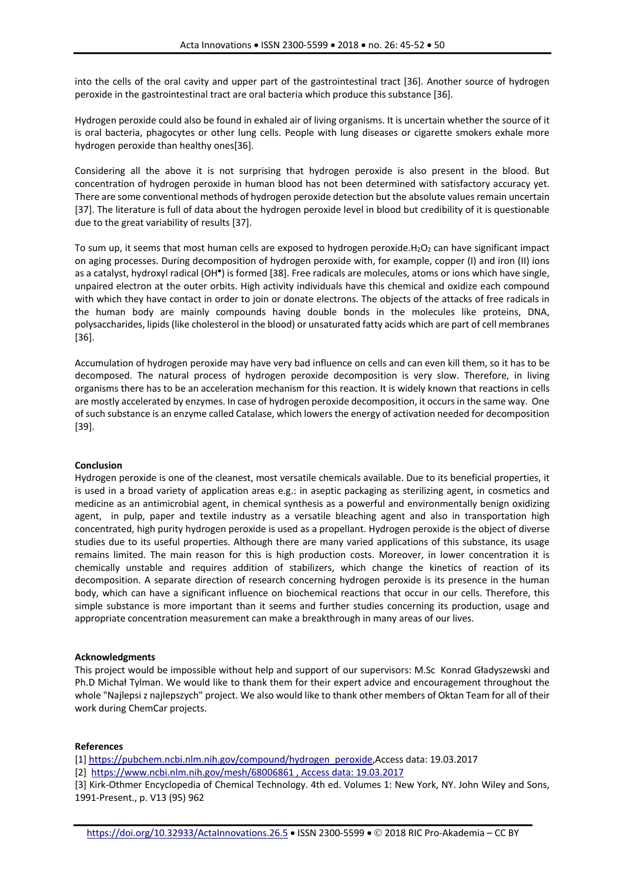into the cells of the oral cavity and upper part of the gastrointestinal tract [36]. Another source of hydrogen peroxide in the gastrointestinal tract are oral bacteria which produce this substance [36].

Hydrogen peroxide could also be found in exhaled air of living organisms. It is uncertain whether the source of it is oral bacteria, phagocytes or other lung cells. People with lung diseases or cigarette smokers exhale more hydrogen peroxide than healthy ones[36].

Considering all the above it is not surprising that hydrogen peroxide is also present in the blood. But concentration of hydrogen peroxide in human blood has not been determined with satisfactory accuracy yet. There are some conventional methods of hydrogen peroxide detection but the absolute values remain uncertain [37]. The literature is full of data about the hydrogen peroxide level in blood but credibility of it is questionable due to the great variability of results [37].

To sum up, it seems that most human cells are exposed to hydrogen peroxide.$H_2O_2$ can have significant impact on aging processes. During decomposition of hydrogen peroxide with, for example, copper (I) and iron (II) ions as a catalyst, hydroxyl radical ($OH^{\bullet}$) is formed [38]. Free radicals are molecules, atoms or ions which have single, unpaired electron at the outer orbits. High activity individuals have this chemical and oxidize each compound with which they have contact in order to join or donate electrons. The objects of the attacks of free radicals in the human body are mainly compounds having double bonds in the molecules like proteins, DNA, polysaccharides, lipids (like cholesterol in the blood) or unsaturated fatty acids which are part of cell membranes [36].

Accumulation of hydrogen peroxide may have very bad influence on cells and can even kill them, so it has to be decomposed. The natural process of hydrogen peroxide decomposition is very slow. Therefore, in living organisms there has to be an acceleration mechanism for this reaction. It is widely known that reactions in cells are mostly accelerated by enzymes. In case of hydrogen peroxide decomposition, it occurs in the same way. One of such substance is an enzyme called Catalase, which lowers the energy of activation needed for decomposition [39].

**Conclusion**

Hydrogen peroxide is one of the cleanest, most versatile chemicals available. Due to its beneficial properties, it is used in a broad variety of application areas e.g.: in aseptic packaging as sterilizing agent, in cosmetics and medicine as an antimicrobial agent, in chemical synthesis as a powerful and environmentally benign oxidizing agent, in pulp, paper and textile industry as a versatile bleaching agent and also in transportation high concentrated, high purity hydrogen peroxide is used as a propellant. Hydrogen peroxide is the object of diverse studies due to its useful properties. Although there are many varied applications of this substance, its usage remains limited. The main reason for this is high production costs. Moreover, in lower concentration it is chemically unstable and requires addition of stabilizers, which change the kinetics of reaction of its decomposition. A separate direction of research concerning hydrogen peroxide is its presence in the human body, which can have a significant influence on biochemical reactions that occur in our cells. Therefore, this simple substance is more important than it seems and further studies concerning its production, usage and appropriate concentration measurement can make a breakthrough in many areas of our lives.

**Acknowledgments**

This project would be impossible without help and support of our supervisors: M.Sc Konrad Gładyszewski and Ph.D Michał Tylman. We would like to thank them for their expert advice and encouragement throughout the whole "Najlepsi z najlepszych" project. We also would like to thank other members of Oktan Team for all of their work during ChemCar projects.

**References**

[1] https://pubchem.ncbi.nlm.nih.gov/compound/hydrogen_peroxide,Access data: 19.03.2017

[2] https://www.ncbi.nlm.nih.gov/mesh/68006861 , Access data: 19.03.2017

[3] Kirk-Othmer Encyclopedia of Chemical Technology. 4th ed. Volumes 1: New York, NY. John Wiley and Sons, 1991-Present., p. V13 (95) 962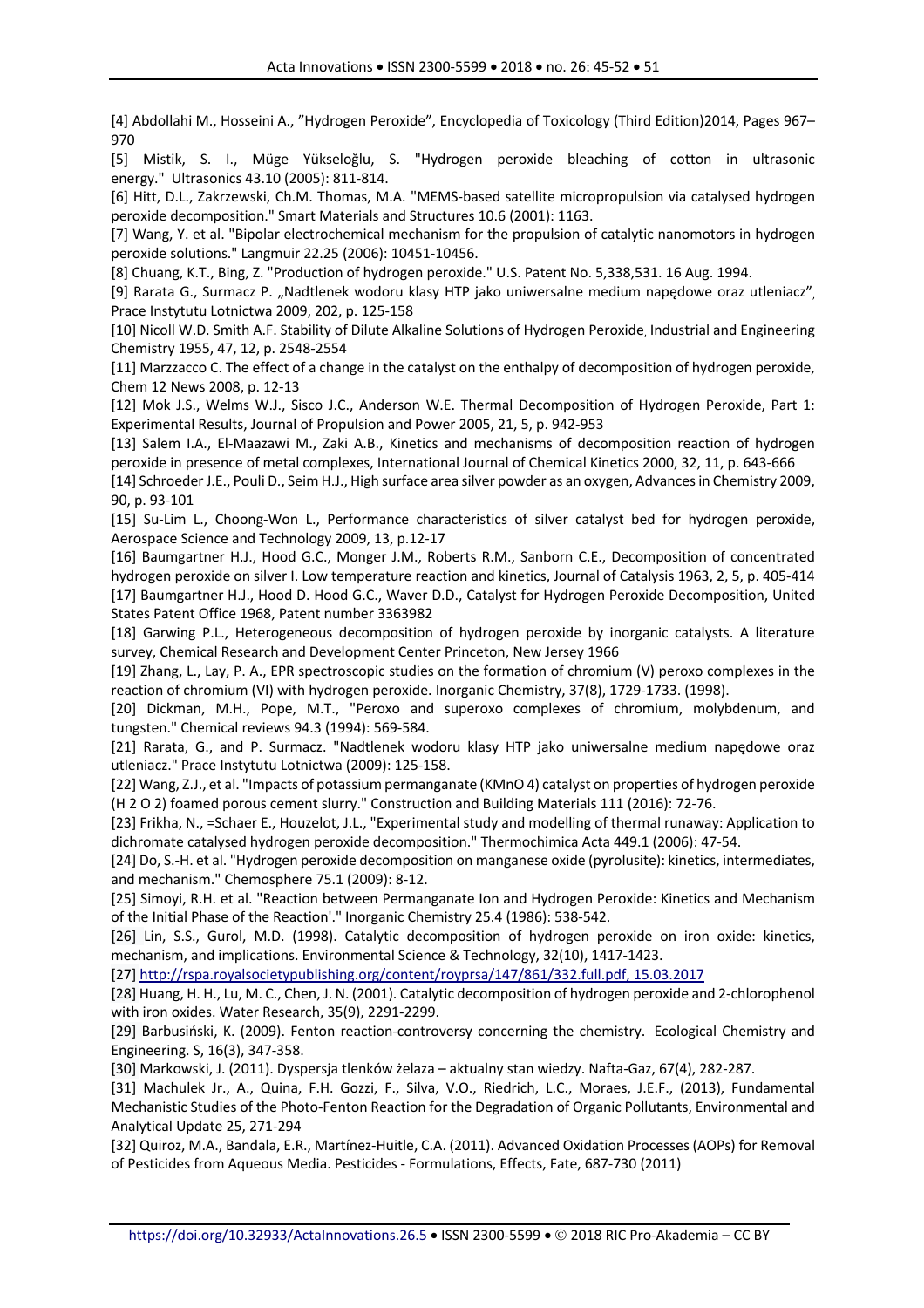[4] Abdollahi M., Hosseini A., "Hydrogen Peroxide", Encyclopedia of Toxicology (Third Edition)2014, Pages 967–970

[5] Mistik, S. I., Müge Yükseloğlu, S. "Hydrogen peroxide bleaching of cotton in ultrasonic energy." Ultrasonics 43.10 (2005): 811-814.

[6] Hitt, D.L., Zakrzewski, Ch.M. Thomas, M.A. "MEMS-based satellite micropropulsion via catalysed hydrogen peroxide decomposition." Smart Materials and Structures 10.6 (2001): 1163.

[7] Wang, Y. et al. "Bipolar electrochemical mechanism for the propulsion of catalytic nanomotors in hydrogen peroxide solutions." Langmuir 22.25 (2006): 10451-10456.

[8] Chuang, K.T., Bing, Z. "Production of hydrogen peroxide." U.S. Patent No. 5,338,531. 16 Aug. 1994.

[9] Rarata G., Surmacz P. „Nadtlenek wodoru klasy HTP jako uniwersalne medium napędowe oraz utleniacz", Prace Instytutu Lotnictwa 2009, 202, p. 125-158

[10] Nicoll W.D. Smith A.F. Stability of Dilute Alkaline Solutions of Hydrogen Peroxide, Industrial and Engineering Chemistry 1955, 47, 12, p. 2548-2554

[11] Marzzacco C. The effect of a change in the catalyst on the enthalpy of decomposition of hydrogen peroxide, Chem 12 News 2008, p. 12-13

[12] Mok J.S., Welms W.J., Sisco J.C., Anderson W.E. Thermal Decomposition of Hydrogen Peroxide, Part 1: Experimental Results, Journal of Propulsion and Power 2005, 21, 5, p. 942-953

[13] Salem I.A., El-Maazawi M., Zaki A.B., Kinetics and mechanisms of decomposition reaction of hydrogen peroxide in presence of metal complexes, International Journal of Chemical Kinetics 2000, 32, 11, p. 643-666

[14] Schroeder J.E., Pouli D., Seim H.J., High surface area silver powder as an oxygen, Advances in Chemistry 2009, 90, p. 93-101

[15] Su-Lim L., Choong-Won L., Performance characteristics of silver catalyst bed for hydrogen peroxide, Aerospace Science and Technology 2009, 13, p.12-17

[16] Baumgartner H.J., Hood G.C., Monger J.M., Roberts R.M., Sanborn C.E., Decomposition of concentrated hydrogen peroxide on silver I. Low temperature reaction and kinetics, Journal of Catalysis 1963, 2, 5, p. 405-414

[17] Baumgartner H.J., Hood D. Hood G.C., Waver D.D., Catalyst for Hydrogen Peroxide Decomposition, United States Patent Office 1968, Patent number 3363982

[18] Garwing P.L., Heterogeneous decomposition of hydrogen peroxide by inorganic catalysts. A literature survey, Chemical Research and Development Center Princeton, New Jersey 1966

[19] Zhang, L., Lay, P. A., EPR spectroscopic studies on the formation of chromium (V) peroxo complexes in the reaction of chromium (VI) with hydrogen peroxide. Inorganic Chemistry, 37(8), 1729-1733. (1998).

[20] Dickman, M.H., Pope, M.T., "Peroxo and superoxo complexes of chromium, molybdenum, and tungsten." Chemical reviews 94.3 (1994): 569-584.

[21] Rarata, G., and P. Surmacz. "Nadtlenek wodoru klasy HTP jako uniwersalne medium napędowe oraz utleniacz." Prace Instytutu Lotnictwa (2009): 125-158.

[22] Wang, Z.J., et al. "Impacts of potassium permanganate (KMnO 4) catalyst on properties of hydrogen peroxide (H 2 O 2) foamed porous cement slurry." Construction and Building Materials 111 (2016): 72-76.

[23] Frikha, N., =Schaer E., Houzelot, J.L., "Experimental study and modelling of thermal runaway: Application to dichromate catalysed hydrogen peroxide decomposition." Thermochimica Acta 449.1 (2006): 47-54.

[24] Do, S.-H. et al. "Hydrogen peroxide decomposition on manganese oxide (pyrolusite): kinetics, intermediates, and mechanism." Chemosphere 75.1 (2009): 8-12.

[25] Simoyi, R.H. et al. "Reaction between Permanganate Ion and Hydrogen Peroxide: Kinetics and Mechanism of the Initial Phase of the Reaction'." Inorganic Chemistry 25.4 (1986): 538-542.

[26] Lin, S.S., Gurol, M.D. (1998). Catalytic decomposition of hydrogen peroxide on iron oxide: kinetics, mechanism, and implications. Environmental Science & Technology, 32(10), 1417-1423.

[27] http://rspa.royalsocietypublishing.org/content/royprsa/147/861/332.full.pdf, 15.03.2017

[28] Huang, H. H., Lu, M. C., Chen, J. N. (2001). Catalytic decomposition of hydrogen peroxide and 2-chlorophenol with iron oxides. Water Research, 35(9), 2291-2299.

[29] Barbusiński, K. (2009). Fenton reaction-controversy concerning the chemistry. Ecological Chemistry and Engineering. S, 16(3), 347-358.

[30] Markowski, J. (2011). Dyspersja tlenków żelaza – aktualny stan wiedzy. Nafta-Gaz, 67(4), 282-287.

[31] Machulek Jr., A., Quina, F.H. Gozzi, F., Silva, V.O., Riedrich, L.C., Moraes, J.E.F., (2013), Fundamental Mechanistic Studies of the Photo-Fenton Reaction for the Degradation of Organic Pollutants, Environmental and Analytical Update 25, 271-294

[32] Quiroz, M.A., Bandala, E.R., Martínez-Huitle, C.A. (2011). Advanced Oxidation Processes (AOPs) for Removal of Pesticides from Aqueous Media. Pesticides - Formulations, Effects, Fate, 687-730 (2011)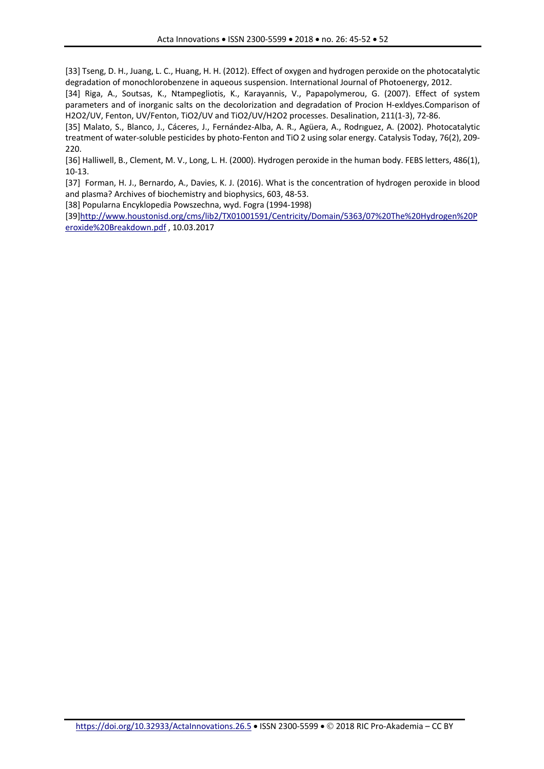[33] Tseng, D. H., Juang, L. C., Huang, H. H. (2012). Effect of oxygen and hydrogen peroxide on the photocatalytic degradation of monochlorobenzene in aqueous suspension. International Journal of Photoenergy, 2012.

[34] Riga, A., Soutsas, K., Ntampegliotis, K., Karayannis, V., Papapolymerou, G. (2007). Effect of system parameters and of inorganic salts on the decolorization and degradation of Procion H-exldyes.Comparison of H2O2/UV, Fenton, UV/Fenton, TiO2/UV and TiO2/UV/H2O2 processes. Desalination, 211(1-3), 72-86.

[35] Malato, S., Blanco, J., Cáceres, J., Fernández-Alba, A. R., Agüera, A., Rodrıguez, A. (2002). Photocatalytic treatment of water-soluble pesticides by photo-Fenton and TiO 2 using solar energy. Catalysis Today, 76(2), 209-220.

[36] Halliwell, B., Clement, M. V., Long, L. H. (2000). Hydrogen peroxide in the human body. FEBS letters, 486(1), 10-13.

[37] Forman, H. J., Bernardo, A., Davies, K. J. (2016). What is the concentration of hydrogen peroxide in blood and plasma? Archives of biochemistry and biophysics, 603, 48-53.

[38] Popularna Encyklopedia Powszechna, wyd. Fogra (1994-1998)

[39] http://www.houstonisd.org/cms/lib2/TX01001591/Centricity/Domain/5363/07%20The%20Hydrogen%20Peroxide%20Breakdown.pdf , 10.03.2017